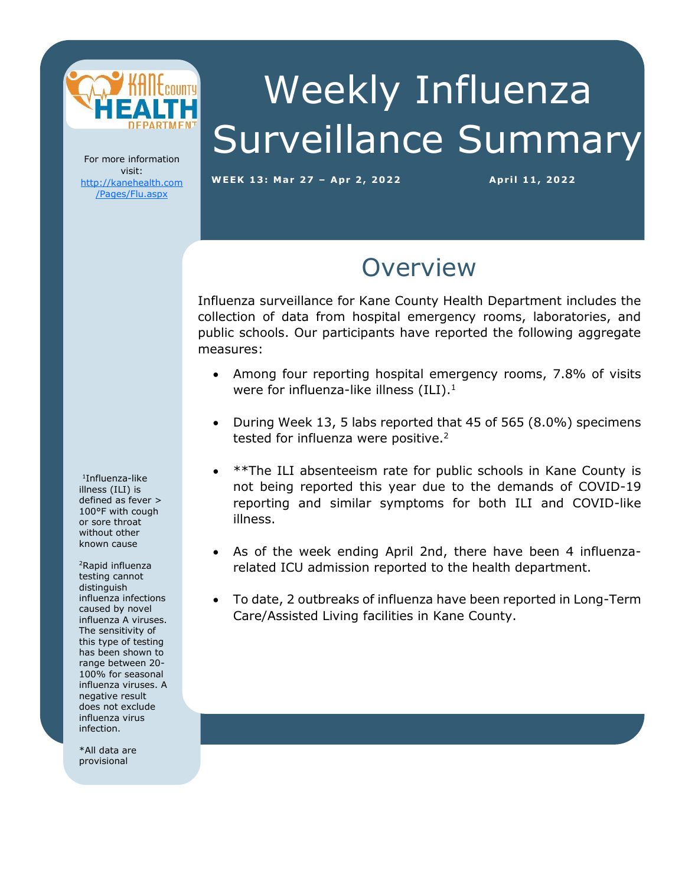# Weekly Influenza Surveillance Summary

**WEEK 13: Mar 27 – Apr 2, 2022**

**April 11, 2022**

For more information visit: http://kanehealth.com/Pages/Flu.aspx

## Overview

Influenza surveillance for Kane County Health Department includes the collection of data from hospital emergency rooms, laboratories, and public schools. Our participants have reported the following aggregate measures:

- Among four reporting hospital emergency rooms, 7.8% of visits were for influenza-like illness (ILI).[1]
- During Week 13, 5 labs reported that 45 of 565 (8.0%) specimens tested for influenza were positive.[2]
- **The ILI absenteeism rate for public schools in Kane County is not being reported this year due to the demands of COVID-19 reporting and similar symptoms for both ILI and COVID-like illness.
- As of the week ending April 2nd, there have been 4 influenza-related ICU admission reported to the health department.
- To date, 2 outbreaks of influenza have been reported in Long-Term Care/Assisted Living facilities in Kane County.

[1]Influenza-like illness (ILI) is defined as fever > 100°F with cough or sore throat without other known cause

[2]Rapid influenza testing cannot distinguish influenza infections caused by novel influenza A viruses. The sensitivity of this type of testing has been shown to range between 20-100% for seasonal influenza viruses. A negative result does not exclude influenza virus infection.

*All data are provisional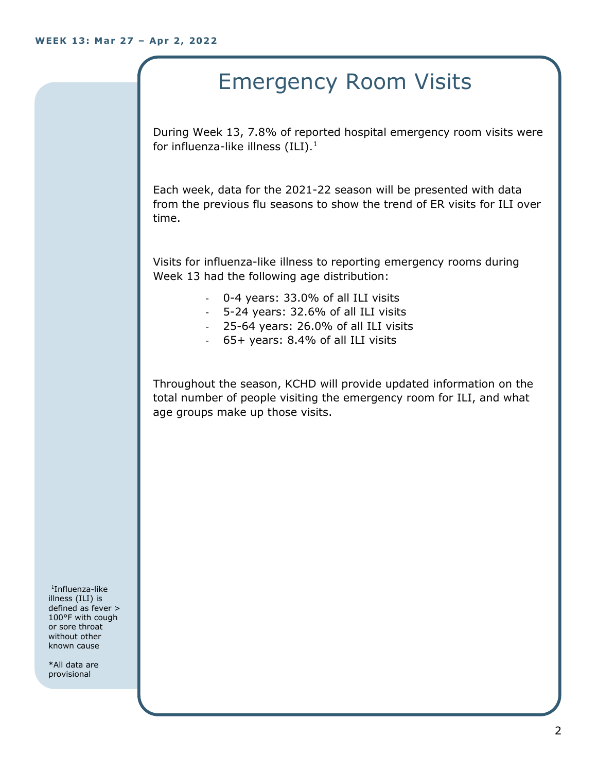WEEK 13: Mar 27 – Apr 2, 2022

# Emergency Room Visits

During Week 13, 7.8% of reported hospital emergency room visits were for influenza-like illness (ILI).[1]

Each week, data for the 2021-22 season will be presented with data from the previous flu seasons to show the trend of ER visits for ILI over time.

Visits for influenza-like illness to reporting emergency rooms during Week 13 had the following age distribution:

- 0-4 years: 33.0% of all ILI visits
- 5-24 years: 32.6% of all ILI visits
- 25-64 years: 26.0% of all ILI visits
- 65+ years: 8.4% of all ILI visits

Throughout the season, KCHD will provide updated information on the total number of people visiting the emergency room for ILI, and what age groups make up those visits.

[1]Influenza-like illness (ILI) is defined as fever > 100°F with cough or sore throat without other known cause

*All data are provisional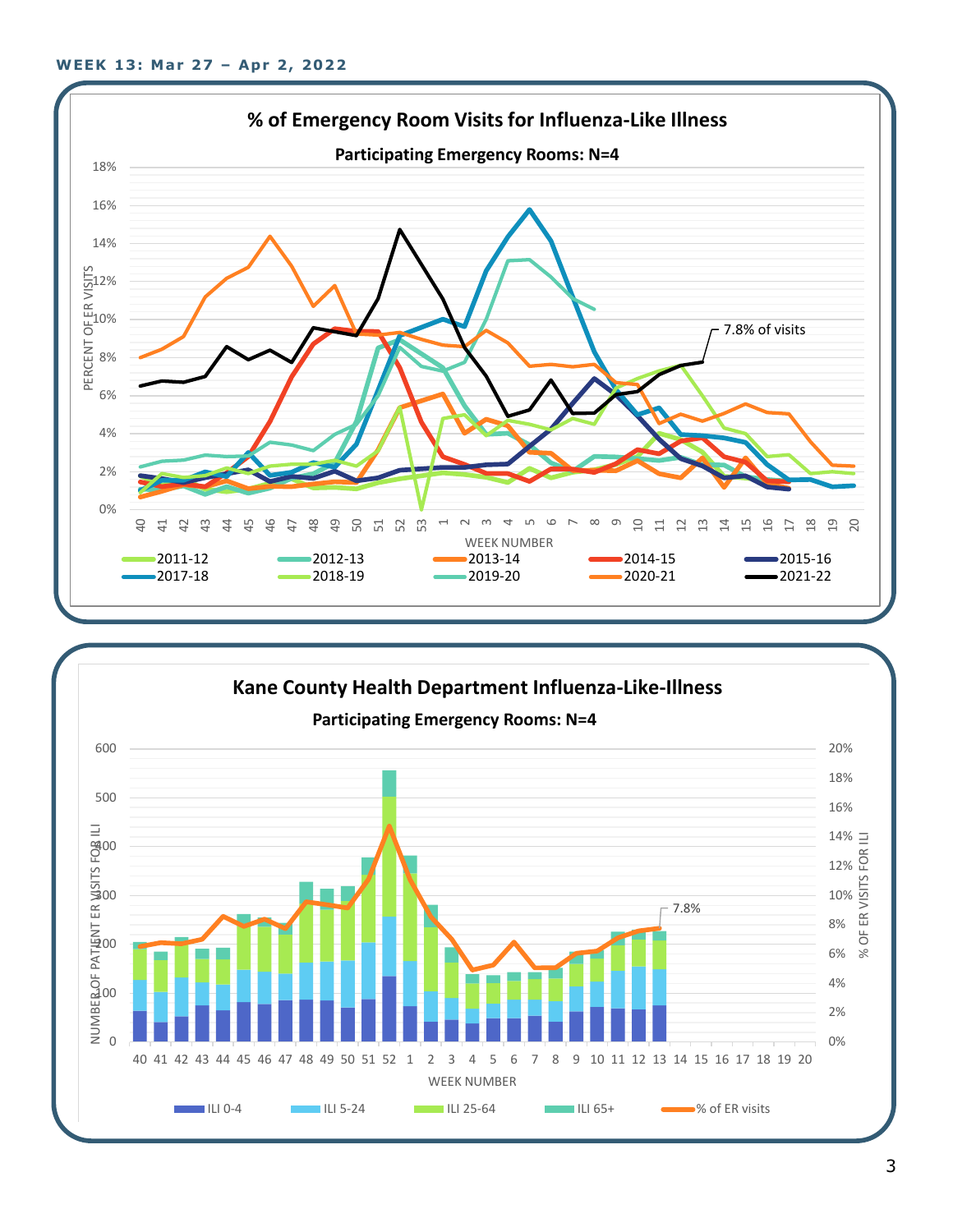**WEEK 13: Mar 27 – Apr 2, 2022**

## % of Emergency Room Visits for Influenza-Like Illness

**Participating Emergency Rooms: N=4**

PERCENT OF ER VISITS

18%, 16%, 14%, 12%, 10%, 8%, 6%, 4%, 2%, 0%

7.8% of visits

WEEK NUMBER

40 41 42 43 44 45 46 47 48 49 50 51 52 53 1 2 3 4 5 6 7 8 9 10 11 12 13 14 15 16 17 18 19 20

2011-12, 2012-13, 2013-14, 2014-15, 2015-16, 2017-18, 2018-19, 2019-20, 2020-21, 2021-22

## Kane County Health Department Influenza-Like-Illness

**Participating Emergency Rooms: N=4**

NUMBER OF PATIENT ER VISITS FOR ILI

0, 100, 200, 300, 400, 500, 600

% OF ER VISITS FOR ILI

0%, 2%, 4%, 6%, 8%, 10%, 12%, 14%, 16%, 18%, 20%

7.8%

WEEK NUMBER

40 41 42 43 44 45 46 47 48 49 50 51 52 1 2 3 4 5 6 7 8 9 10 11 12 13 14 15 16 17 18 19 20

ILI 0-4, ILI 5-24, ILI 25-64, ILI 65+, % of ER visits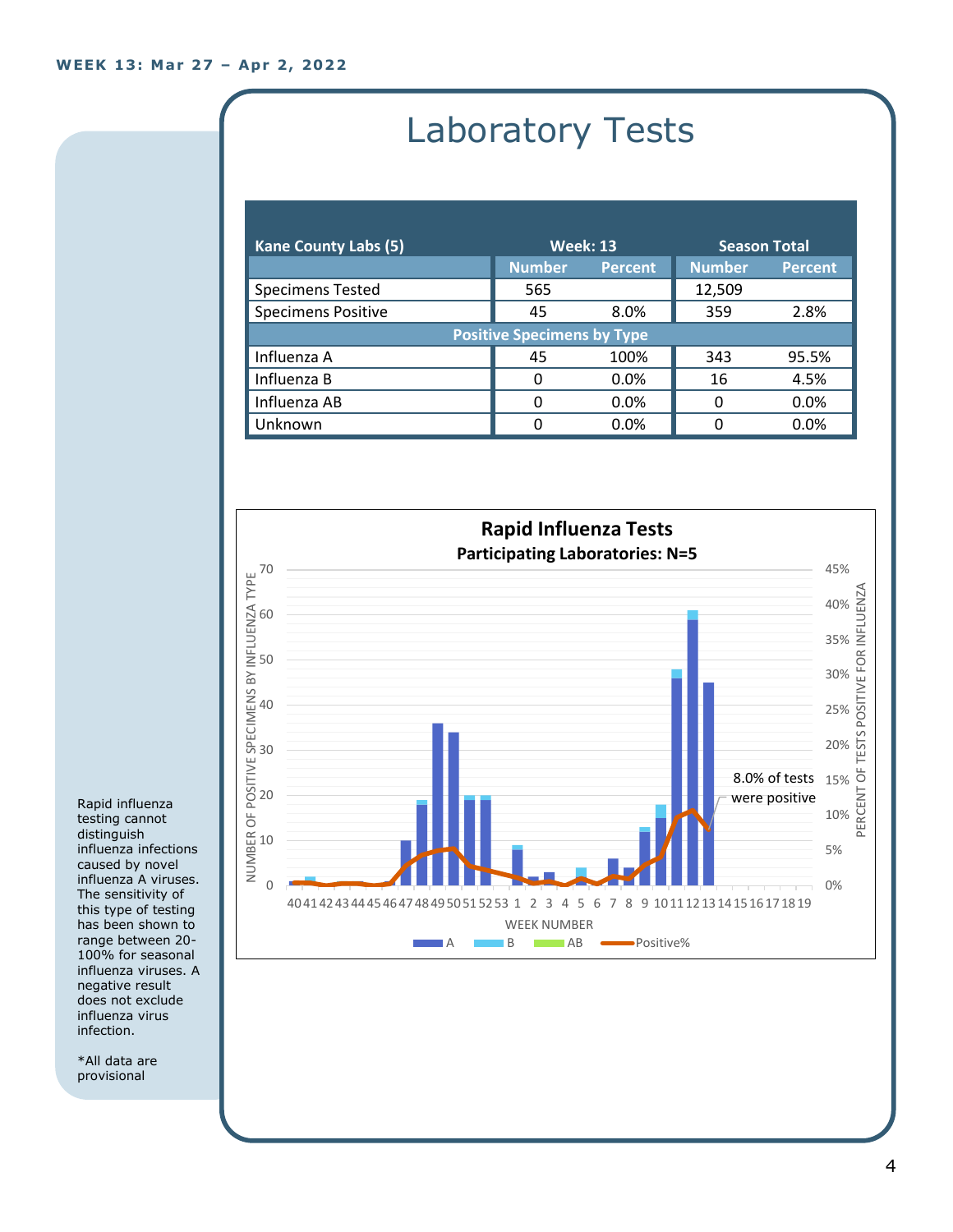WEEK 13: Mar 27 – Apr 2, 2022

# Laboratory Tests

| Kane County Labs (5) | Week: 13 | | Season Total | |
|---|---|---|---|---|
| | Number | Percent | Number | Percent |
| Specimens Tested | 565 | | 12,509 | |
| Specimens Positive | 45 | 8.0% | 359 | 2.8% |
| **Positive Specimens by Type** | | | | |
| Influenza A | 45 | 100% | 343 | 95.5% |
| Influenza B | 0 | 0.0% | 16 | 4.5% |
| Influenza AB | 0 | 0.0% | 0 | 0.0% |
| Unknown | 0 | 0.0% | 0 | 0.0% |

**Rapid Influenza Tests**
**Participating Laboratories: N=5**

8.0% of tests were positive

Rapid influenza testing cannot distinguish influenza infections caused by novel influenza A viruses. The sensitivity of this type of testing has been shown to range between 20-100% for seasonal influenza viruses. A negative result does not exclude influenza virus infection.

*All data are provisional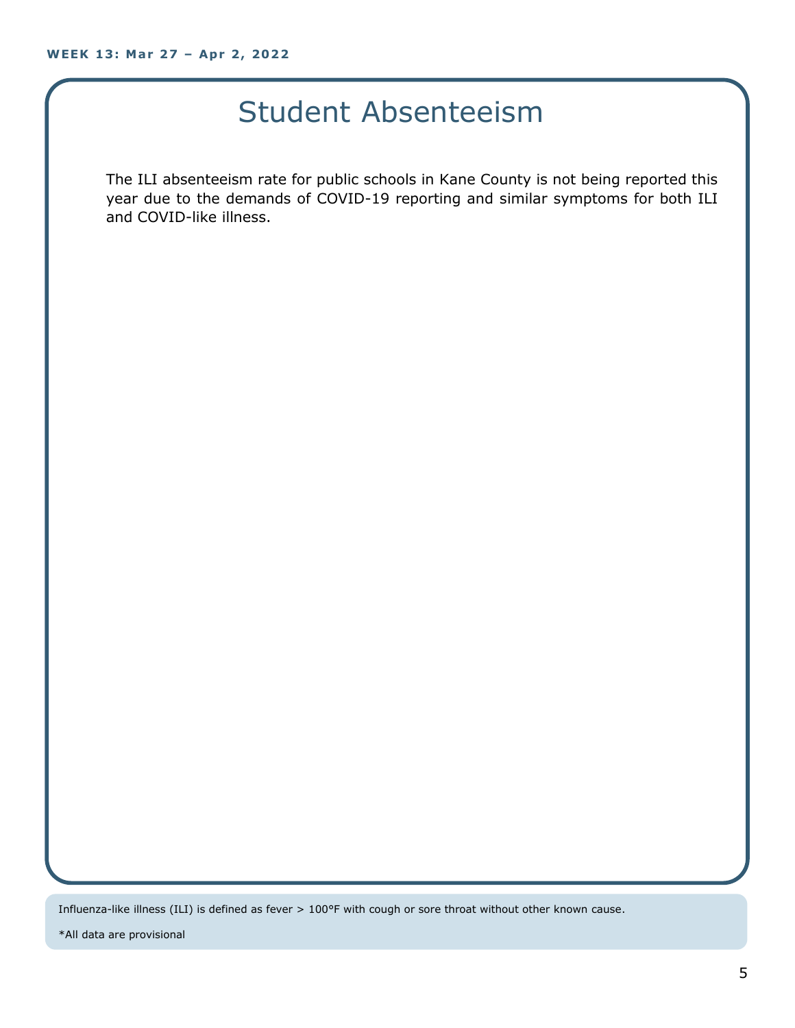# Student Absenteeism

The ILI absenteeism rate for public schools in Kane County is not being reported this year due to the demands of COVID-19 reporting and similar symptoms for both ILI and COVID-like illness.

Influenza-like illness (ILI) is defined as fever > 100°F with cough or sore throat without other known cause.

*All data are provisional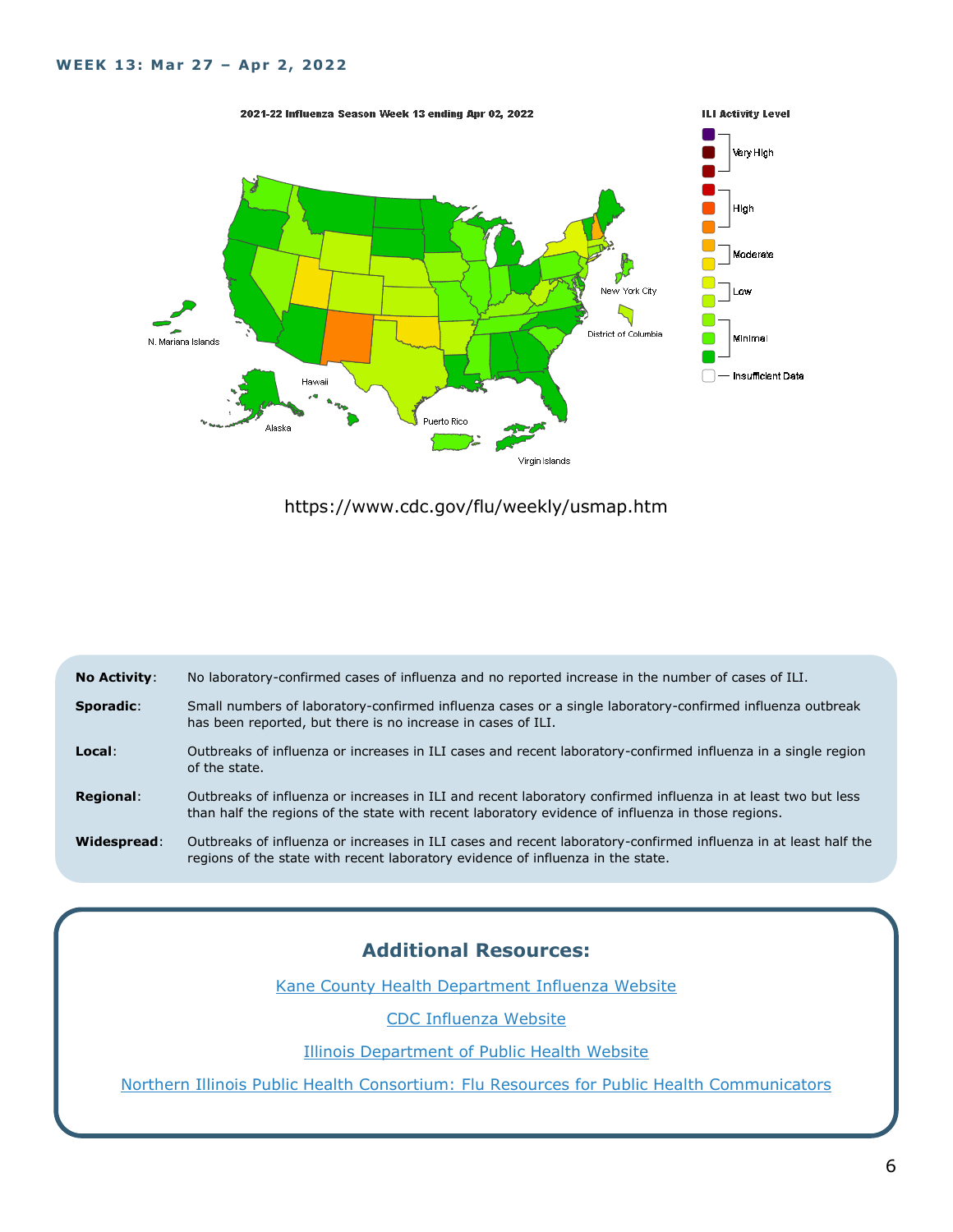**WEEK 13: Mar 27 – Apr 2, 2022**

2021-22 Influenza Season Week 13 ending Apr 02, 2022

ILI Activity Level

Very High

High

Moderate

Low

Minimal

Insufficient Data

N. Mariana Islands

New York City

District of Columbia

Hawaii

Alaska

Puerto Rico

Virgin Islands

https://www.cdc.gov/flu/weekly/usmap.htm

**No Activity**: No laboratory-confirmed cases of influenza and no reported increase in the number of cases of ILI.

**Sporadic**: Small numbers of laboratory-confirmed influenza cases or a single laboratory-confirmed influenza outbreak has been reported, but there is no increase in cases of ILI.

**Local**: Outbreaks of influenza or increases in ILI cases and recent laboratory-confirmed influenza in a single region of the state.

**Regional**: Outbreaks of influenza or increases in ILI and recent laboratory confirmed influenza in at least two but less than half the regions of the state with recent laboratory evidence of influenza in those regions.

**Widespread**: Outbreaks of influenza or increases in ILI cases and recent laboratory-confirmed influenza in at least half the regions of the state with recent laboratory evidence of influenza in the state.

## Additional Resources:

Kane County Health Department Influenza Website

CDC Influenza Website

Illinois Department of Public Health Website

Northern Illinois Public Health Consortium: Flu Resources for Public Health Communicators